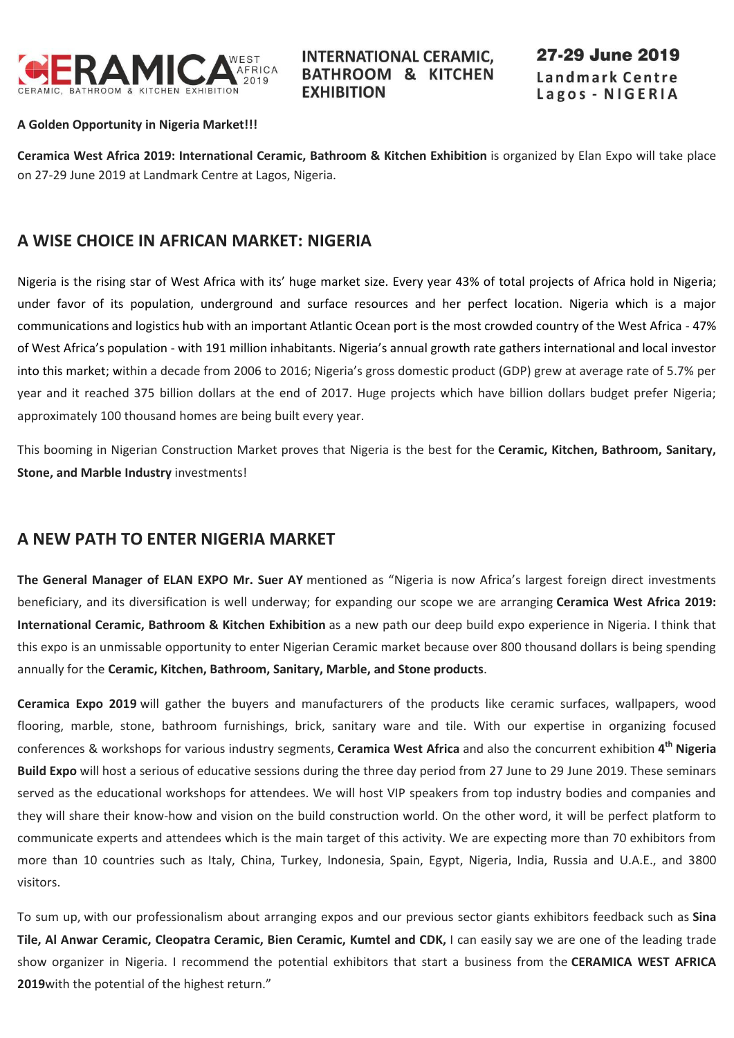CERAMICA WEST AFRICA 2019
CERAMIC, BATHROOM & KITCHEN EXHIBITION

**INTERNATIONAL CERAMIC, BATHROOM & KITCHEN EXHIBITION**

**27-29 June 2019**
**Landmark Centre**
**Lagos - NIGERIA**

**A Golden Opportunity in Nigeria Market!!!**

**Ceramica West Africa 2019: International Ceramic, Bathroom & Kitchen Exhibition** is organized by Elan Expo will take place on 27-29 June 2019 at Landmark Centre at Lagos, Nigeria.

## A WISE CHOICE IN AFRICAN MARKET: NIGERIA

Nigeria is the rising star of West Africa with its' huge market size. Every year 43% of total projects of Africa hold in Nigeria; under favor of its population, underground and surface resources and her perfect location. Nigeria which is a major communications and logistics hub with an important Atlantic Ocean port is the most crowded country of the West Africa - 47% of West Africa's population - with 191 million inhabitants. Nigeria's annual growth rate gathers international and local investor into this market; within a decade from 2006 to 2016; Nigeria's gross domestic product (GDP) grew at average rate of 5.7% per year and it reached 375 billion dollars at the end of 2017. Huge projects which have billion dollars budget prefer Nigeria; approximately 100 thousand homes are being built every year.

This booming in Nigerian Construction Market proves that Nigeria is the best for the **Ceramic, Kitchen, Bathroom, Sanitary, Stone, and Marble Industry** investments!

## A NEW PATH TO ENTER NIGERIA MARKET

**The General Manager of ELAN EXPO Mr. Suer AY** mentioned as "Nigeria is now Africa's largest foreign direct investments beneficiary, and its diversification is well underway; for expanding our scope we are arranging **Ceramica West Africa 2019: International Ceramic, Bathroom & Kitchen Exhibition** as a new path our deep build expo experience in Nigeria. I think that this expo is an unmissable opportunity to enter Nigerian Ceramic market because over 800 thousand dollars is being spending annually for the **Ceramic, Kitchen, Bathroom, Sanitary, Marble, and Stone products**.

**Ceramica Expo 2019** will gather the buyers and manufacturers of the products like ceramic surfaces, wallpapers, wood flooring, marble, stone, bathroom furnishings, brick, sanitary ware and tile. With our expertise in organizing focused conferences & workshops for various industry segments, **Ceramica West Africa** and also the concurrent exhibition **4th Nigeria Build Expo** will host a serious of educative sessions during the three day period from 27 June to 29 June 2019. These seminars served as the educational workshops for attendees. We will host VIP speakers from top industry bodies and companies and they will share their know-how and vision on the build construction world. On the other word, it will be perfect platform to communicate experts and attendees which is the main target of this activity. We are expecting more than 70 exhibitors from more than 10 countries such as Italy, China, Turkey, Indonesia, Spain, Egypt, Nigeria, India, Russia and U.A.E., and 3800 visitors.

To sum up, with our professionalism about arranging expos and our previous sector giants exhibitors feedback such as **Sina Tile, Al Anwar Ceramic, Cleopatra Ceramic, Bien Ceramic, Kumtel and CDK,** I can easily say we are one of the leading trade show organizer in Nigeria. I recommend the potential exhibitors that start a business from the **CERAMICA WEST AFRICA 2019**with the potential of the highest return."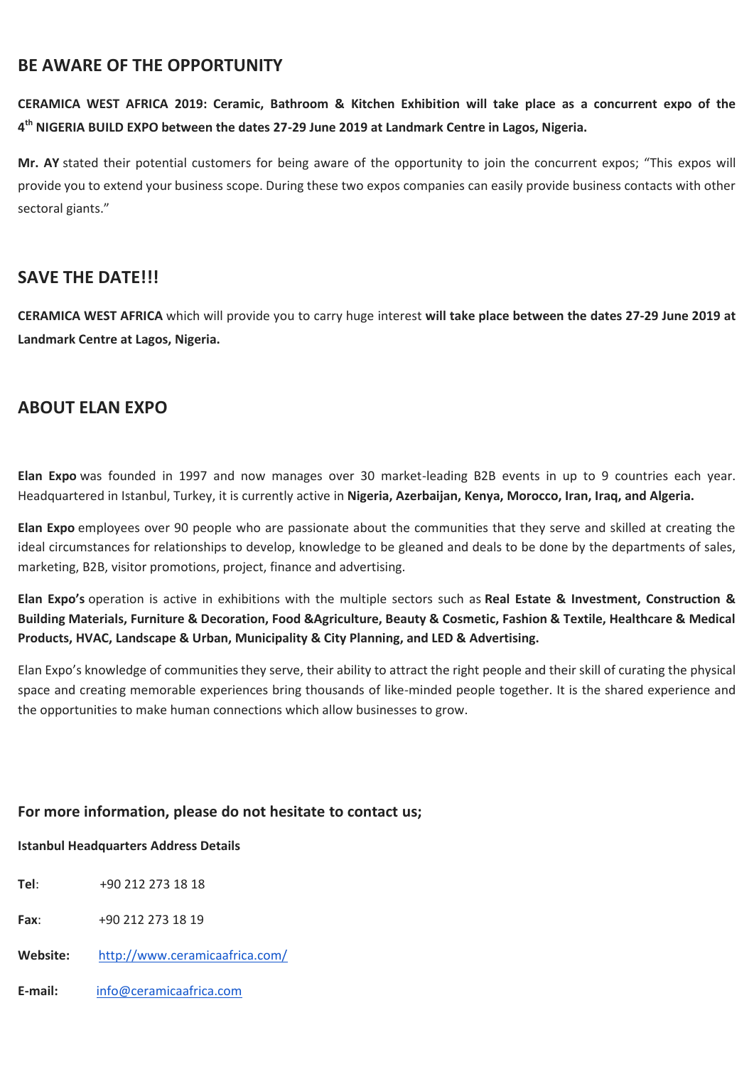## BE AWARE OF THE OPPORTUNITY

**CERAMICA WEST AFRICA 2019: Ceramic, Bathroom & Kitchen Exhibition will take place as a concurrent expo of the 4th NIGERIA BUILD EXPO between the dates 27-29 June 2019 at Landmark Centre in Lagos, Nigeria.**

**Mr. AY** stated their potential customers for being aware of the opportunity to join the concurrent expos; "This expos will provide you to extend your business scope. During these two expos companies can easily provide business contacts with other sectoral giants."

## SAVE THE DATE!!!

**CERAMICA WEST AFRICA** which will provide you to carry huge interest **will take place between the dates 27-29 June 2019 at Landmark Centre at Lagos, Nigeria.**

## ABOUT ELAN EXPO

**Elan Expo** was founded in 1997 and now manages over 30 market-leading B2B events in up to 9 countries each year. Headquartered in Istanbul, Turkey, it is currently active in **Nigeria, Azerbaijan, Kenya, Morocco, Iran, Iraq, and Algeria.**

**Elan Expo** employees over 90 people who are passionate about the communities that they serve and skilled at creating the ideal circumstances for relationships to develop, knowledge to be gleaned and deals to be done by the departments of sales, marketing, B2B, visitor promotions, project, finance and advertising.

**Elan Expo's** operation is active in exhibitions with the multiple sectors such as **Real Estate & Investment, Construction & Building Materials, Furniture & Decoration, Food &Agriculture, Beauty & Cosmetic, Fashion & Textile, Healthcare & Medical Products, HVAC, Landscape & Urban, Municipality & City Planning, and LED & Advertising.**

Elan Expo's knowledge of communities they serve, their ability to attract the right people and their skill of curating the physical space and creating memorable experiences bring thousands of like-minded people together. It is the shared experience and the opportunities to make human connections which allow businesses to grow.

### For more information, please do not hesitate to contact us;

**Istanbul Headquarters Address Details**

**Tel**: +90 212 273 18 18

**Fax**: +90 212 273 18 19

**Website:** http://www.ceramicaafrica.com/

**E-mail:** info@ceramicaafrica.com